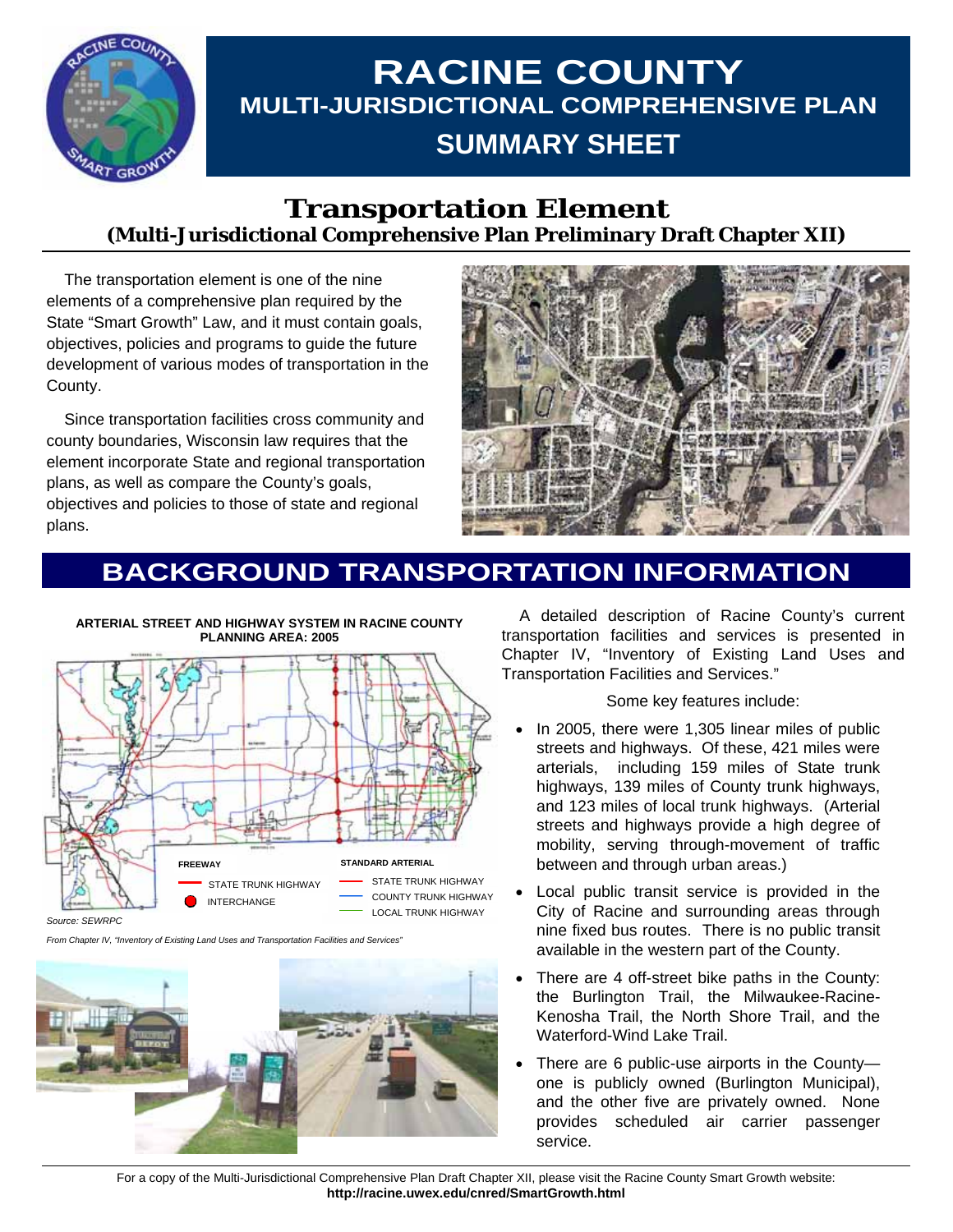# RACINE COUNTY
## MULTI-JURISDICTIONAL COMPREHENSIVE PLAN
## SUMMARY SHEET

## Transportation Element
### (Multi-Jurisdictional Comprehensive Plan Preliminary Draft Chapter XII)

The transportation element is one of the nine elements of a comprehensive plan required by the State "Smart Growth" Law, and it must contain goals, objectives, policies and programs to guide the future development of various modes of transportation in the County.

Since transportation facilities cross community and county boundaries, Wisconsin law requires that the element incorporate State and regional transportation plans, as well as compare the County's goals, objectives and policies to those of state and regional plans.

## BACKGROUND TRANSPORTATION INFORMATION

**ARTERIAL STREET AND HIGHWAY SYSTEM IN RACINE COUNTY PLANNING AREA: 2005**

FREEWAY
- STATE TRUNK HIGHWAY
- INTERCHANGE

STANDARD ARTERIAL
- STATE TRUNK HIGHWAY
- COUNTY TRUNK HIGHWAY
- LOCAL TRUNK HIGHWAY

*Source: SEWRPC*

*From Chapter IV, "Inventory of Existing Land Uses and Transportation Facilities and Services"*

A detailed description of Racine County's current transportation facilities and services is presented in Chapter IV, "Inventory of Existing Land Uses and Transportation Facilities and Services."

Some key features include:

- In 2005, there were 1,305 linear miles of public streets and highways. Of these, 421 miles were arterials, including 159 miles of State trunk highways, 139 miles of County trunk highways, and 123 miles of local trunk highways. (Arterial streets and highways provide a high degree of mobility, serving through-movement of traffic between and through urban areas.)
- Local public transit service is provided in the City of Racine and surrounding areas through nine fixed bus routes. There is no public transit available in the western part of the County.
- There are 4 off-street bike paths in the County: the Burlington Trail, the Milwaukee-Racine-Kenosha Trail, the North Shore Trail, and the Waterford-Wind Lake Trail.
- There are 6 public-use airports in the County—one is publicly owned (Burlington Municipal), and the other five are privately owned. None provides scheduled air carrier passenger service.

For a copy of the Multi-Jurisdictional Comprehensive Plan Draft Chapter XII, please visit the Racine County Smart Growth website: **http://racine.uwex.edu/cnred/SmartGrowth.html**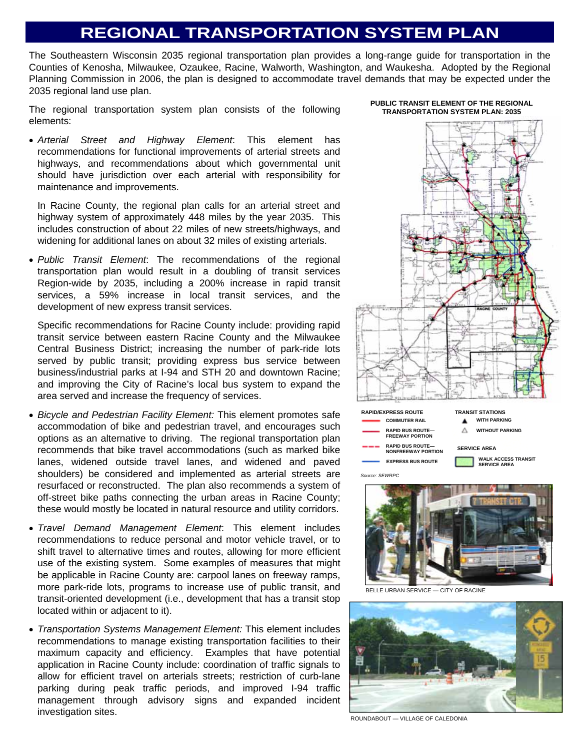# REGIONAL TRANSPORTATION SYSTEM PLAN

The Southeastern Wisconsin 2035 regional transportation plan provides a long-range guide for transportation in the Counties of Kenosha, Milwaukee, Ozaukee, Racine, Walworth, Washington, and Waukesha. Adopted by the Regional Planning Commission in 2006, the plan is designed to accommodate travel demands that may be expected under the 2035 regional land use plan.

The regional transportation system plan consists of the following elements:

- *Arterial Street and Highway Element*: This element has recommendations for functional improvements of arterial streets and highways, and recommendations about which governmental unit should have jurisdiction over each arterial with responsibility for maintenance and improvements.

  In Racine County, the regional plan calls for an arterial street and highway system of approximately 448 miles by the year 2035. This includes construction of about 22 miles of new streets/highways, and widening for additional lanes on about 32 miles of existing arterials.

- *Public Transit Element*: The recommendations of the regional transportation plan would result in a doubling of transit services Region-wide by 2035, including a 200% increase in rapid transit services, a 59% increase in local transit services, and the development of new express transit services.

  Specific recommendations for Racine County include: providing rapid transit service between eastern Racine County and the Milwaukee Central Business District; increasing the number of park-ride lots served by public transit; providing express bus service between business/industrial parks at I-94 and STH 20 and downtown Racine; and improving the City of Racine's local bus system to expand the area served and increase the frequency of services.

- *Bicycle and Pedestrian Facility Element:* This element promotes safe accommodation of bike and pedestrian travel, and encourages such options as an alternative to driving. The regional transportation plan recommends that bike travel accommodations (such as marked bike lanes, widened outside travel lanes, and widened and paved shoulders) be considered and implemented as arterial streets are resurfaced or reconstructed. The plan also recommends a system of off-street bike paths connecting the urban areas in Racine County; these would mostly be located in natural resource and utility corridors.

- *Travel Demand Management Element*: This element includes recommendations to reduce personal and motor vehicle travel, or to shift travel to alternative times and routes, allowing for more efficient use of the existing system. Some examples of measures that might be applicable in Racine County are: carpool lanes on freeway ramps, more park-ride lots, programs to increase use of public transit, and transit-oriented development (i.e., development that has a transit stop located within or adjacent to it).

- *Transportation Systems Management Element:* This element includes recommendations to manage existing transportation facilities to their maximum capacity and efficiency. Examples that have potential application in Racine County include: coordination of traffic signals to allow for efficient travel on arterials streets; restriction of curb-lane parking during peak traffic periods, and improved I-94 traffic management through advisory signs and expanded incident investigation sites.

**PUBLIC TRANSIT ELEMENT OF THE REGIONAL TRANSPORTATION SYSTEM PLAN: 2035**

RAPID/EXPRESS ROUTE: COMMUTER RAIL; RAPID BUS ROUTE—FREEWAY PORTION; RAPID BUS ROUTE—NONFREEWAY PORTION; EXPRESS BUS ROUTE

TRANSIT STATIONS: WITH PARKING; WITHOUT PARKING

SERVICE AREA: WALK ACCESS TRANSIT SERVICE AREA

*Source: SEWRPC*

BELLE URBAN SERVICE — CITY OF RACINE

ROUNDABOUT — VILLAGE OF CALEDONIA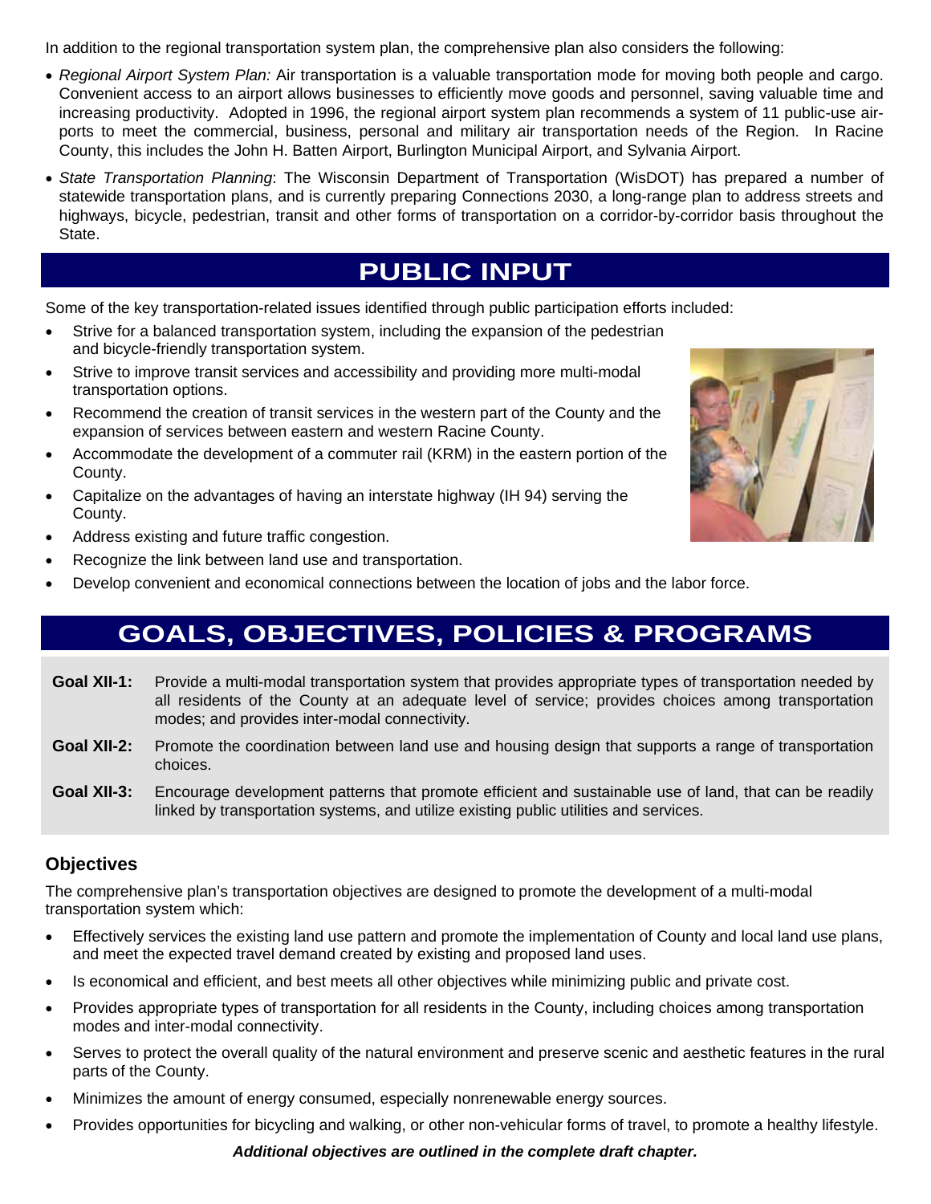In addition to the regional transportation system plan, the comprehensive plan also considers the following:

- *Regional Airport System Plan:* Air transportation is a valuable transportation mode for moving both people and cargo. Convenient access to an airport allows businesses to efficiently move goods and personnel, saving valuable time and increasing productivity. Adopted in 1996, the regional airport system plan recommends a system of 11 public-use airports to meet the commercial, business, personal and military air transportation needs of the Region. In Racine County, this includes the John H. Batten Airport, Burlington Municipal Airport, and Sylvania Airport.
- *State Transportation Planning*: The Wisconsin Department of Transportation (WisDOT) has prepared a number of statewide transportation plans, and is currently preparing Connections 2030, a long-range plan to address streets and highways, bicycle, pedestrian, transit and other forms of transportation on a corridor-by-corridor basis throughout the State.

## PUBLIC INPUT

Some of the key transportation-related issues identified through public participation efforts included:

- Strive for a balanced transportation system, including the expansion of the pedestrian and bicycle-friendly transportation system.
- Strive to improve transit services and accessibility and providing more multi-modal transportation options.
- Recommend the creation of transit services in the western part of the County and the expansion of services between eastern and western Racine County.
- Accommodate the development of a commuter rail (KRM) in the eastern portion of the County.
- Capitalize on the advantages of having an interstate highway (IH 94) serving the County.
- Address existing and future traffic congestion.
- Recognize the link between land use and transportation.
- Develop convenient and economical connections between the location of jobs and the labor force.

## GOALS, OBJECTIVES, POLICIES & PROGRAMS

**Goal XII-1:** Provide a multi-modal transportation system that provides appropriate types of transportation needed by all residents of the County at an adequate level of service; provides choices among transportation modes; and provides inter-modal connectivity.

**Goal XII-2:** Promote the coordination between land use and housing design that supports a range of transportation choices.

**Goal XII-3:** Encourage development patterns that promote efficient and sustainable use of land, that can be readily linked by transportation systems, and utilize existing public utilities and services.

### Objectives

The comprehensive plan's transportation objectives are designed to promote the development of a multi-modal transportation system which:

- Effectively services the existing land use pattern and promote the implementation of County and local land use plans, and meet the expected travel demand created by existing and proposed land uses.
- Is economical and efficient, and best meets all other objectives while minimizing public and private cost.
- Provides appropriate types of transportation for all residents in the County, including choices among transportation modes and inter-modal connectivity.
- Serves to protect the overall quality of the natural environment and preserve scenic and aesthetic features in the rural parts of the County.
- Minimizes the amount of energy consumed, especially nonrenewable energy sources.
- Provides opportunities for bicycling and walking, or other non-vehicular forms of travel, to promote a healthy lifestyle.

***Additional objectives are outlined in the complete draft chapter.***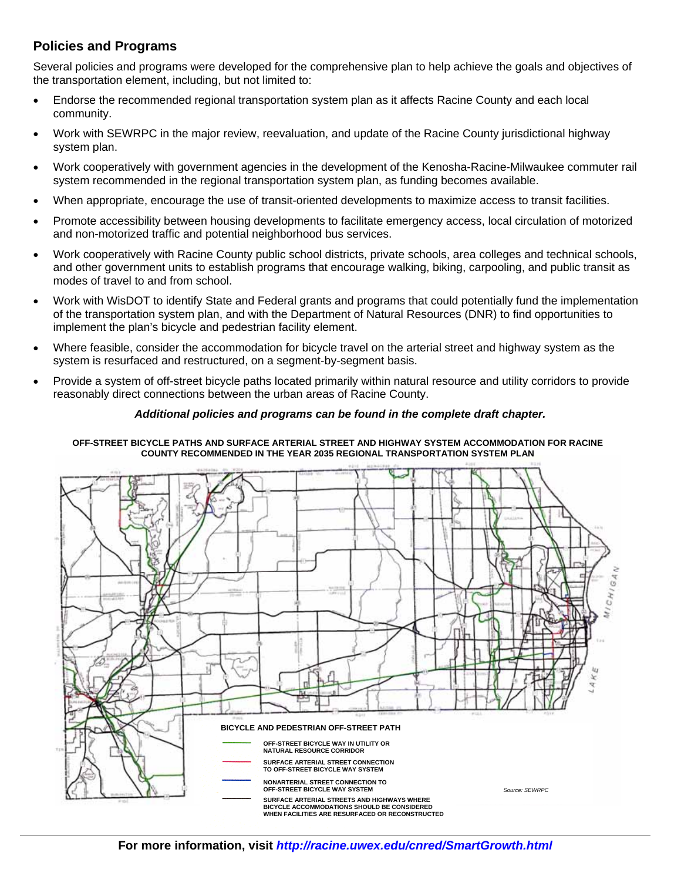## Policies and Programs

Several policies and programs were developed for the comprehensive plan to help achieve the goals and objectives of the transportation element, including, but not limited to:

- Endorse the recommended regional transportation system plan as it affects Racine County and each local community.
- Work with SEWRPC in the major review, reevaluation, and update of the Racine County jurisdictional highway system plan.
- Work cooperatively with government agencies in the development of the Kenosha-Racine-Milwaukee commuter rail system recommended in the regional transportation system plan, as funding becomes available.
- When appropriate, encourage the use of transit-oriented developments to maximize access to transit facilities.
- Promote accessibility between housing developments to facilitate emergency access, local circulation of motorized and non-motorized traffic and potential neighborhood bus services.
- Work cooperatively with Racine County public school districts, private schools, area colleges and technical schools, and other government units to establish programs that encourage walking, biking, carpooling, and public transit as modes of travel to and from school.
- Work with WisDOT to identify State and Federal grants and programs that could potentially fund the implementation of the transportation system plan, and with the Department of Natural Resources (DNR) to find opportunities to implement the plan's bicycle and pedestrian facility element.
- Where feasible, consider the accommodation for bicycle travel on the arterial street and highway system as the system is resurfaced and restructured, on a segment-by-segment basis.
- Provide a system of off-street bicycle paths located primarily within natural resource and utility corridors to provide reasonably direct connections between the urban areas of Racine County.

***Additional policies and programs can be found in the complete draft chapter.***

**OFF-STREET BICYCLE PATHS AND SURFACE ARTERIAL STREET AND HIGHWAY SYSTEM ACCOMMODATION FOR RACINE COUNTY RECOMMENDED IN THE YEAR 2035 REGIONAL TRANSPORTATION SYSTEM PLAN**

LAKE MICHIGAN

BICYCLE AND PEDESTRIAN OFF-STREET PATH

OFF-STREET BICYCLE WAY IN UTILITY OR NATURAL RESOURCE CORRIDOR

SURFACE ARTERIAL STREET CONNECTION TO OFF-STREET BICYCLE WAY SYSTEM

NONARTERIAL STREET CONNECTION TO OFF-STREET BICYCLE WAY SYSTEM

SURFACE ARTERIAL STREETS AND HIGHWAYS WHERE BICYCLE ACCOMMODATIONS SHOULD BE CONSIDERED WHEN FACILITIES ARE RESURFACED OR RECONSTRUCTED

*Source: SEWRPC*

**For more information, visit *http://racine.uwex.edu/cnred/SmartGrowth.html***